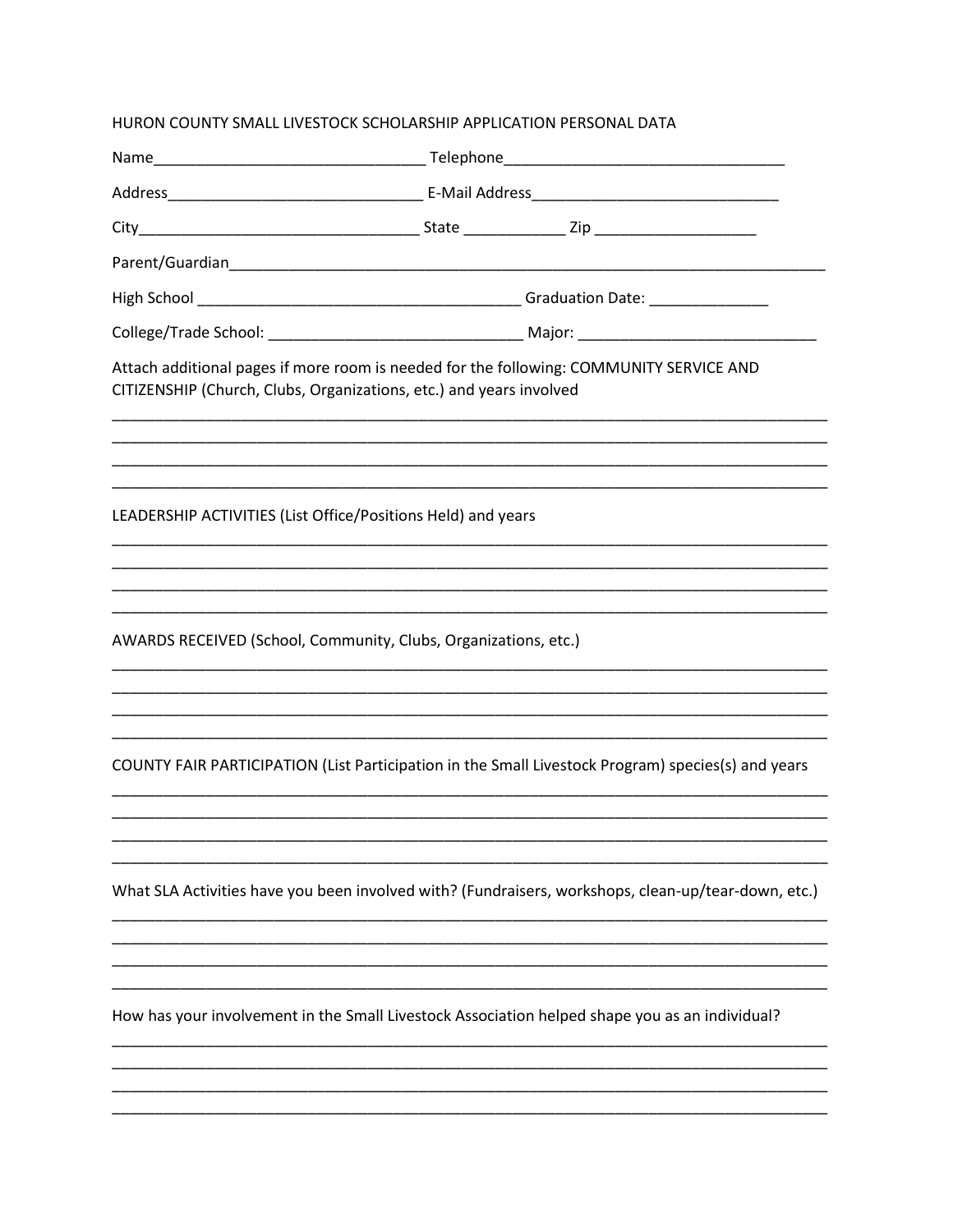HURON COUNTY SMALL LIVESTOCK SCHOLARSHIP APPLICATION PERSONAL DATA

Name________________________________ Telephone________________________________

Address______________________________ E-Mail Address_____________________________

City__________________________________ State ____________ Zip ___________________

Parent/Guardian___________________________________________________________________________

High School ______________________________________ Graduation Date: ______________

College/Trade School: _____________________________ Major: ____________________________

Attach additional pages if more room is needed for the following: COMMUNITY SERVICE AND CITIZENSHIP (Church, Clubs, Organizations, etc.) and years involved

_____________________________________________________________________________________

_____________________________________________________________________________________

_____________________________________________________________________________________

_____________________________________________________________________________________

LEADERSHIP ACTIVITIES (List Office/Positions Held) and years

_____________________________________________________________________________________

_____________________________________________________________________________________

_____________________________________________________________________________________

_____________________________________________________________________________________

AWARDS RECEIVED (School, Community, Clubs, Organizations, etc.)

_____________________________________________________________________________________

_____________________________________________________________________________________

_____________________________________________________________________________________

_____________________________________________________________________________________

COUNTY FAIR PARTICIPATION (List Participation in the Small Livestock Program) species(s) and years

_____________________________________________________________________________________

_____________________________________________________________________________________

_____________________________________________________________________________________

_____________________________________________________________________________________

What SLA Activities have you been involved with? (Fundraisers, workshops, clean-up/tear-down, etc.)

_____________________________________________________________________________________

_____________________________________________________________________________________

_____________________________________________________________________________________

_____________________________________________________________________________________

How has your involvement in the Small Livestock Association helped shape you as an individual?

_____________________________________________________________________________________

_____________________________________________________________________________________

_____________________________________________________________________________________

_____________________________________________________________________________________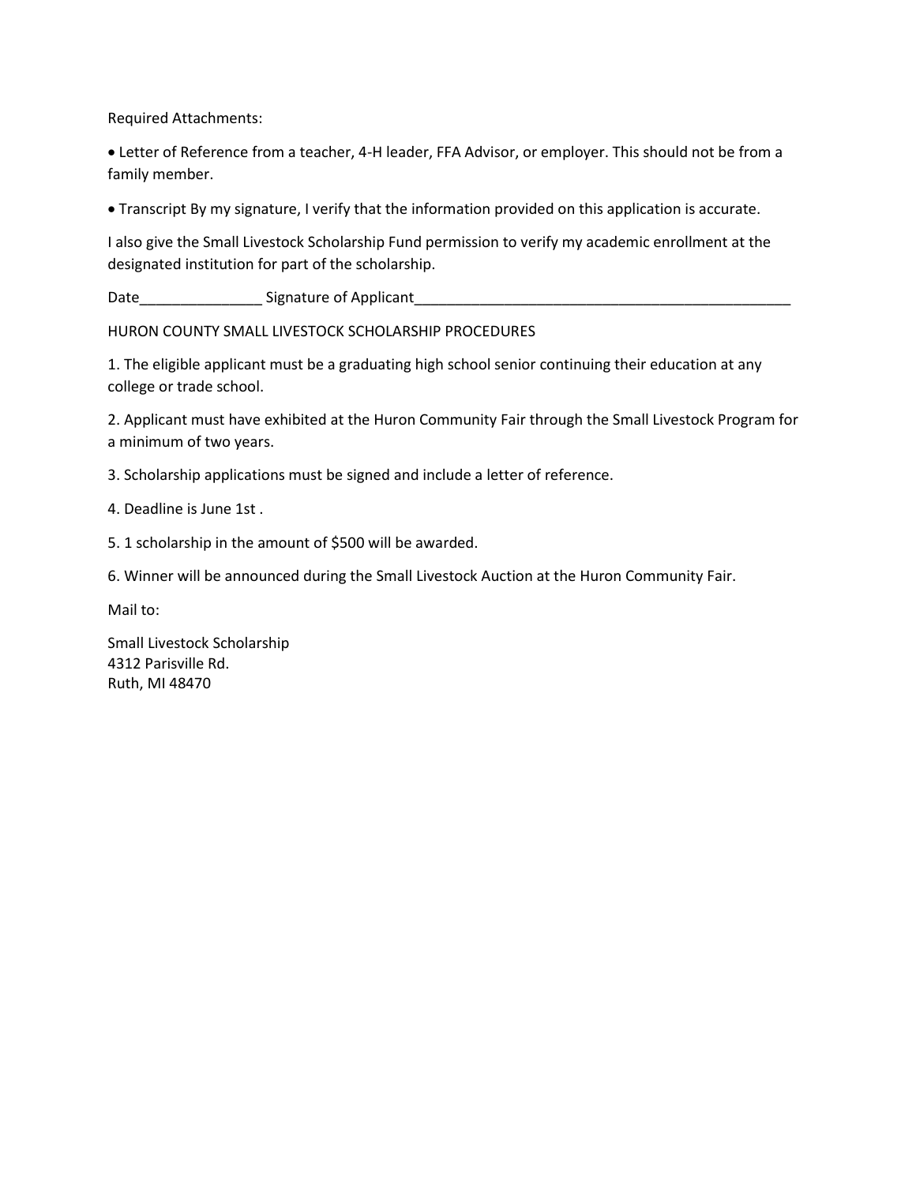Required Attachments:

- Letter of Reference from a teacher, 4-H leader, FFA Advisor, or employer. This should not be from a family member.

- Transcript By my signature, I verify that the information provided on this application is accurate.

I also give the Small Livestock Scholarship Fund permission to verify my academic enrollment at the designated institution for part of the scholarship.

Date_______________ Signature of Applicant________________________________________________

HURON COUNTY SMALL LIVESTOCK SCHOLARSHIP PROCEDURES

1. The eligible applicant must be a graduating high school senior continuing their education at any college or trade school.

2. Applicant must have exhibited at the Huron Community Fair through the Small Livestock Program for a minimum of two years.

3. Scholarship applications must be signed and include a letter of reference.

4. Deadline is June 1st .

5. 1 scholarship in the amount of $500 will be awarded.

6. Winner will be announced during the Small Livestock Auction at the Huron Community Fair.

Mail to:

Small Livestock Scholarship  
4312 Parisville Rd.  
Ruth, MI 48470